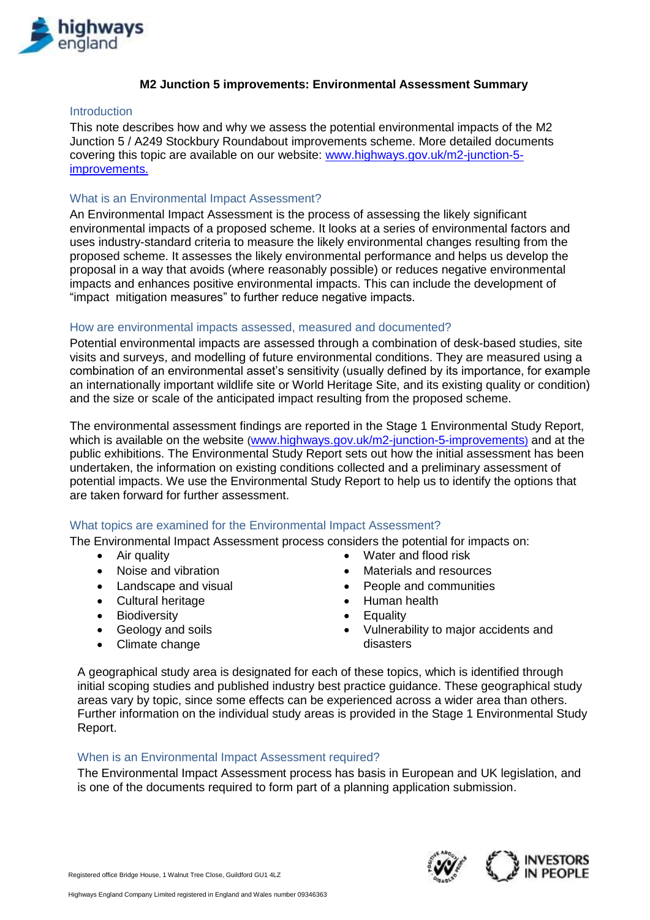# M2 Junction 5 improvements: Environmental Assessment Summary

## Introduction

This note describes how and why we assess the potential environmental impacts of the M2 Junction 5 / A249 Stockbury Roundabout improvements scheme. More detailed documents covering this topic are available on our website: [www.highways.gov.uk/m2-junction-5-improvements.](www.highways.gov.uk/m2-junction-5-improvements)

## What is an Environmental Impact Assessment?

An Environmental Impact Assessment is the process of assessing the likely significant environmental impacts of a proposed scheme. It looks at a series of environmental factors and uses industry-standard criteria to measure the likely environmental changes resulting from the proposed scheme. It assesses the likely environmental performance and helps us develop the proposal in a way that avoids (where reasonably possible) or reduces negative environmental impacts and enhances positive environmental impacts. This can include the development of "impact mitigation measures" to further reduce negative impacts.

## How are environmental impacts assessed, measured and documented?

Potential environmental impacts are assessed through a combination of desk-based studies, site visits and surveys, and modelling of future environmental conditions. They are measured using a combination of an environmental asset's sensitivity (usually defined by its importance, for example an internationally important wildlife site or World Heritage Site, and its existing quality or condition) and the size or scale of the anticipated impact resulting from the proposed scheme.

The environmental assessment findings are reported in the Stage 1 Environmental Study Report, which is available on the website ([www.highways.gov.uk/m2-junction-5-improvements](www.highways.gov.uk/m2-junction-5-improvements)) and at the public exhibitions. The Environmental Study Report sets out how the initial assessment has been undertaken, the information on existing conditions collected and a preliminary assessment of potential impacts. We use the Environmental Study Report to help us to identify the options that are taken forward for further assessment.

## What topics are examined for the Environmental Impact Assessment?

The Environmental Impact Assessment process considers the potential for impacts on:

- Air quality
- Noise and vibration
- Landscape and visual
- Cultural heritage
- Biodiversity
- Geology and soils
- Climate change
- Water and flood risk
- Materials and resources
- People and communities
- Human health
- Equality
- Vulnerability to major accidents and disasters

A geographical study area is designated for each of these topics, which is identified through initial scoping studies and published industry best practice guidance. These geographical study areas vary by topic, since some effects can be experienced across a wider area than others. Further information on the individual study areas is provided in the Stage 1 Environmental Study Report.

## When is an Environmental Impact Assessment required?

The Environmental Impact Assessment process has basis in European and UK legislation, and is one of the documents required to form part of a planning application submission.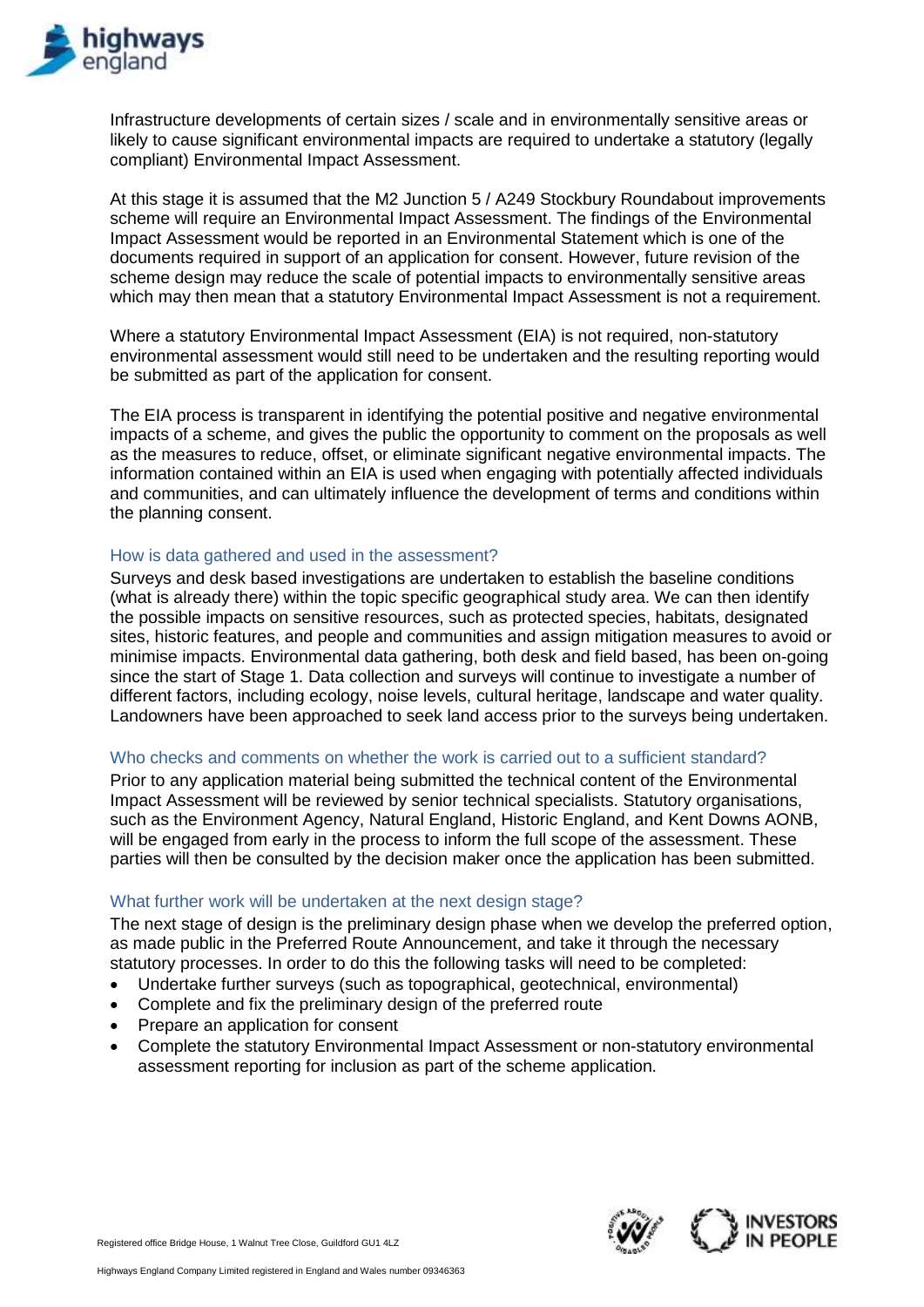Infrastructure developments of certain sizes / scale and in environmentally sensitive areas or likely to cause significant environmental impacts are required to undertake a statutory (legally compliant) Environmental Impact Assessment.

At this stage it is assumed that the M2 Junction 5 / A249 Stockbury Roundabout improvements scheme will require an Environmental Impact Assessment. The findings of the Environmental Impact Assessment would be reported in an Environmental Statement which is one of the documents required in support of an application for consent. However, future revision of the scheme design may reduce the scale of potential impacts to environmentally sensitive areas which may then mean that a statutory Environmental Impact Assessment is not a requirement.

Where a statutory Environmental Impact Assessment (EIA) is not required, non-statutory environmental assessment would still need to be undertaken and the resulting reporting would be submitted as part of the application for consent.

The EIA process is transparent in identifying the potential positive and negative environmental impacts of a scheme, and gives the public the opportunity to comment on the proposals as well as the measures to reduce, offset, or eliminate significant negative environmental impacts. The information contained within an EIA is used when engaging with potentially affected individuals and communities, and can ultimately influence the development of terms and conditions within the planning consent.

### How is data gathered and used in the assessment?

Surveys and desk based investigations are undertaken to establish the baseline conditions (what is already there) within the topic specific geographical study area. We can then identify the possible impacts on sensitive resources, such as protected species, habitats, designated sites, historic features, and people and communities and assign mitigation measures to avoid or minimise impacts. Environmental data gathering, both desk and field based, has been on-going since the start of Stage 1. Data collection and surveys will continue to investigate a number of different factors, including ecology, noise levels, cultural heritage, landscape and water quality. Landowners have been approached to seek land access prior to the surveys being undertaken.

### Who checks and comments on whether the work is carried out to a sufficient standard?

Prior to any application material being submitted the technical content of the Environmental Impact Assessment will be reviewed by senior technical specialists. Statutory organisations, such as the Environment Agency, Natural England, Historic England, and Kent Downs AONB, will be engaged from early in the process to inform the full scope of the assessment. These parties will then be consulted by the decision maker once the application has been submitted.

### What further work will be undertaken at the next design stage?

The next stage of design is the preliminary design phase when we develop the preferred option, as made public in the Preferred Route Announcement, and take it through the necessary statutory processes. In order to do this the following tasks will need to be completed:

- Undertake further surveys (such as topographical, geotechnical, environmental)
- Complete and fix the preliminary design of the preferred route
- Prepare an application for consent
- Complete the statutory Environmental Impact Assessment or non-statutory environmental assessment reporting for inclusion as part of the scheme application.